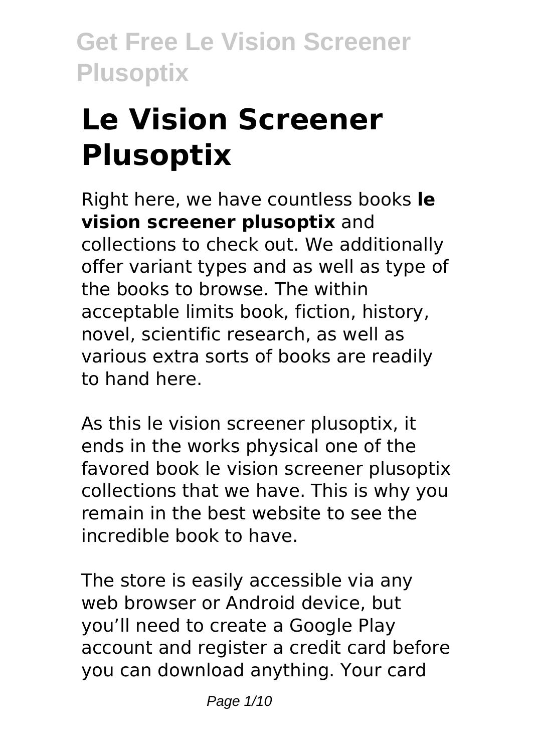# Le Vision Screener Plusoptix

Right here, we have countless books **le vision screener plusoptix** and collections to check out. We additionally offer variant types and as well as type of the books to browse. The within acceptable limits book, fiction, history, novel, scientific research, as well as various extra sorts of books are readily to hand here.

As this le vision screener plusoptix, it ends in the works physical one of the favored book le vision screener plusoptix collections that we have. This is why you remain in the best website to see the incredible book to have.

The store is easily accessible via any web browser or Android device, but you'll need to create a Google Play account and register a credit card before you can download anything. Your card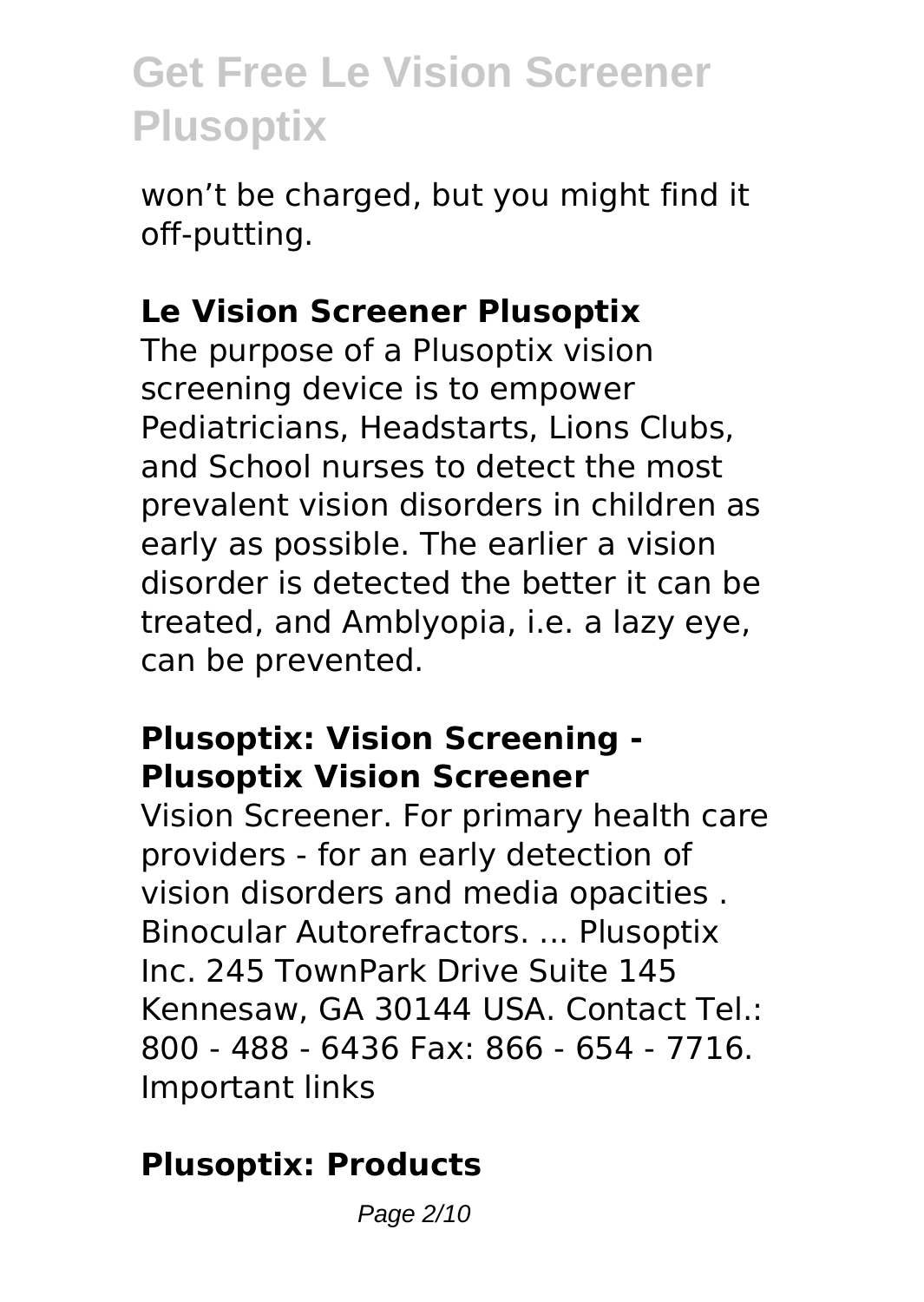won't be charged, but you might find it off-putting.

## Le Vision Screener Plusoptix

The purpose of a Plusoptix vision screening device is to empower Pediatricians, Headstarts, Lions Clubs, and School nurses to detect the most prevalent vision disorders in children as early as possible. The earlier a vision disorder is detected the better it can be treated, and Amblyopia, i.e. a lazy eye, can be prevented.

## Plusoptix: Vision Screening - Plusoptix Vision Screener

Vision Screener. For primary health care providers - for an early detection of vision disorders and media opacities . Binocular Autorefractors. ... Plusoptix Inc. 245 TownPark Drive Suite 145 Kennesaw, GA 30144 USA. Contact Tel.: 800 - 488 - 6436 Fax: 866 - 654 - 7716. Important links

## Plusoptix: Products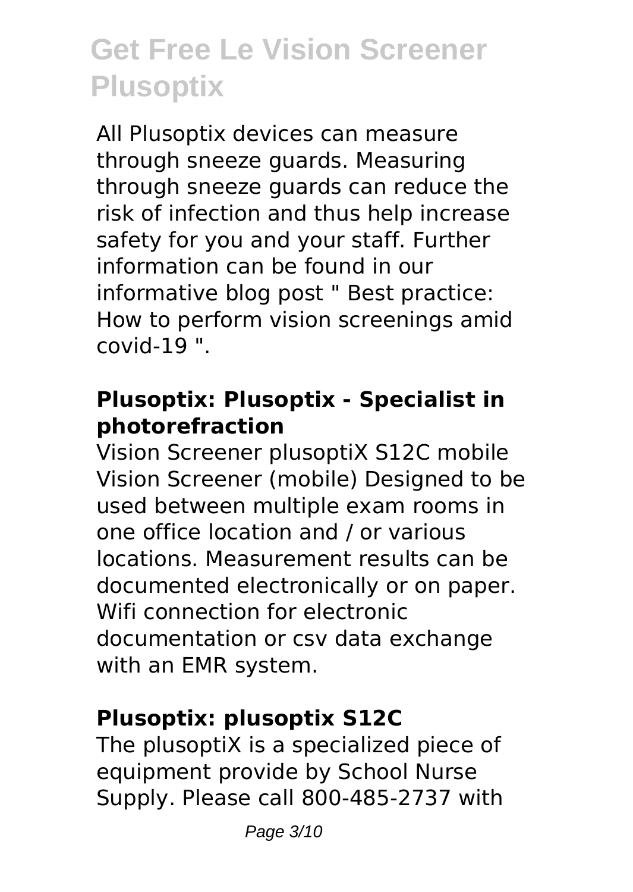All Plusoptix devices can measure through sneeze guards. Measuring through sneeze guards can reduce the risk of infection and thus help increase safety for you and your staff. Further information can be found in our informative blog post " Best practice: How to perform vision screenings amid covid-19 ".

### Plusoptix: Plusoptix - Specialist in photorefraction

Vision Screener plusoptiX S12C mobile Vision Screener (mobile) Designed to be used between multiple exam rooms in one office location and / or various locations. Measurement results can be documented electronically or on paper. Wifi connection for electronic documentation or csv data exchange with an EMR system.

### Plusoptix: plusoptix S12C

The plusoptiX is a specialized piece of equipment provide by School Nurse Supply. Please call 800-485-2737 with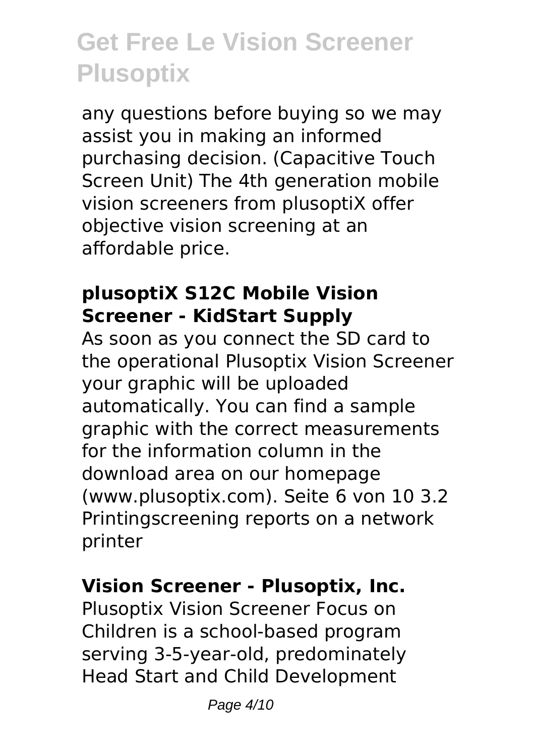any questions before buying so we may assist you in making an informed purchasing decision. (Capacitive Touch Screen Unit) The 4th generation mobile vision screeners from plusoptiX offer objective vision screening at an affordable price.

### plusoptiX S12C Mobile Vision Screener - KidStart Supply

As soon as you connect the SD card to the operational Plusoptix Vision Screener your graphic will be uploaded automatically. You can find a sample graphic with the correct measurements for the information column in the download area on our homepage (www.plusoptix.com). Seite 6 von 10 3.2 Printingscreening reports on a network printer

### Vision Screener - Plusoptix, Inc.

Plusoptix Vision Screener Focus on Children is a school-based program serving 3-5-year-old, predominately Head Start and Child Development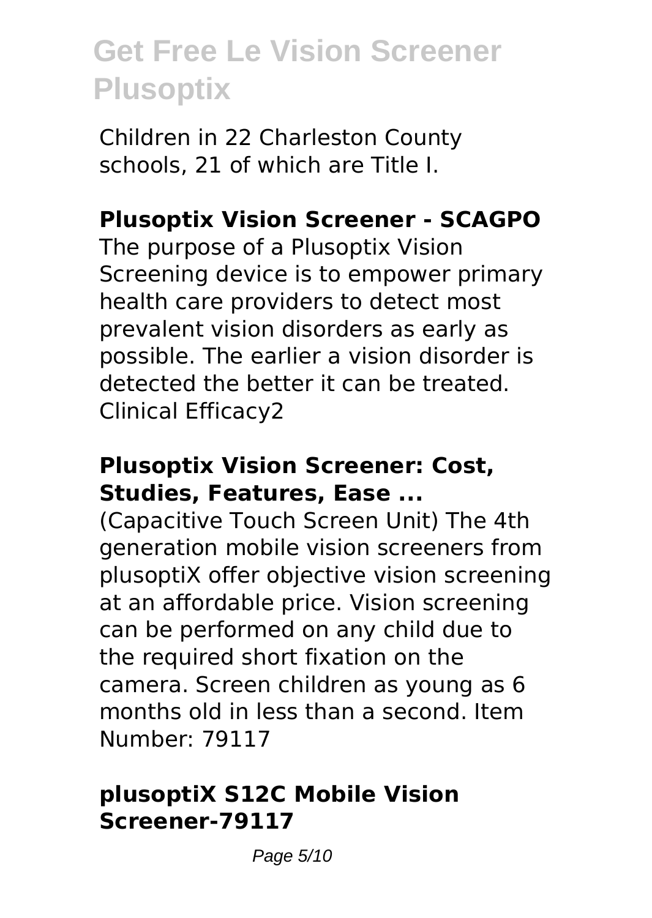Children in 22 Charleston County schools, 21 of which are Title I.

## Plusoptix Vision Screener - SCAGPO

The purpose of a Plusoptix Vision Screening device is to empower primary health care providers to detect most prevalent vision disorders as early as possible. The earlier a vision disorder is detected the better it can be treated. Clinical Efficacy2

## Plusoptix Vision Screener: Cost, Studies, Features, Ease ...

(Capacitive Touch Screen Unit) The 4th generation mobile vision screeners from plusoptiX offer objective vision screening at an affordable price. Vision screening can be performed on any child due to the required short fixation on the camera. Screen children as young as 6 months old in less than a second. Item Number: 79117

## plusoptiX S12C Mobile Vision Screener-79117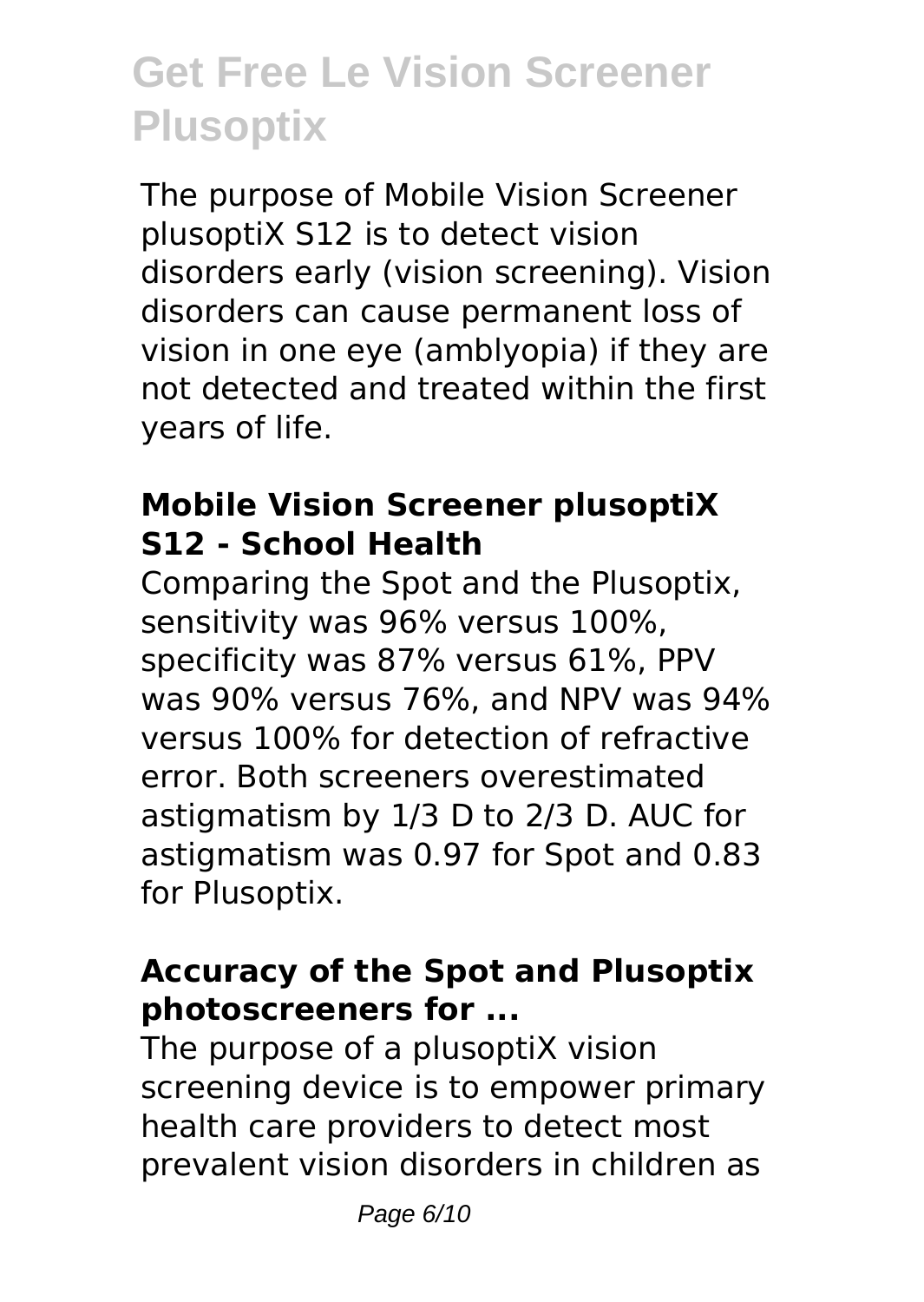The purpose of Mobile Vision Screener plusoptiX S12 is to detect vision disorders early (vision screening). Vision disorders can cause permanent loss of vision in one eye (amblyopia) if they are not detected and treated within the first years of life.

### Mobile Vision Screener plusoptiX S12 - School Health

Comparing the Spot and the Plusoptix, sensitivity was 96% versus 100%, specificity was 87% versus 61%, PPV was 90% versus 76%, and NPV was 94% versus 100% for detection of refractive error. Both screeners overestimated astigmatism by 1/3 D to 2/3 D. AUC for astigmatism was 0.97 for Spot and 0.83 for Plusoptix.

### Accuracy of the Spot and Plusoptix photoscreeners for ...

The purpose of a plusoptiX vision screening device is to empower primary health care providers to detect most prevalent vision disorders in children as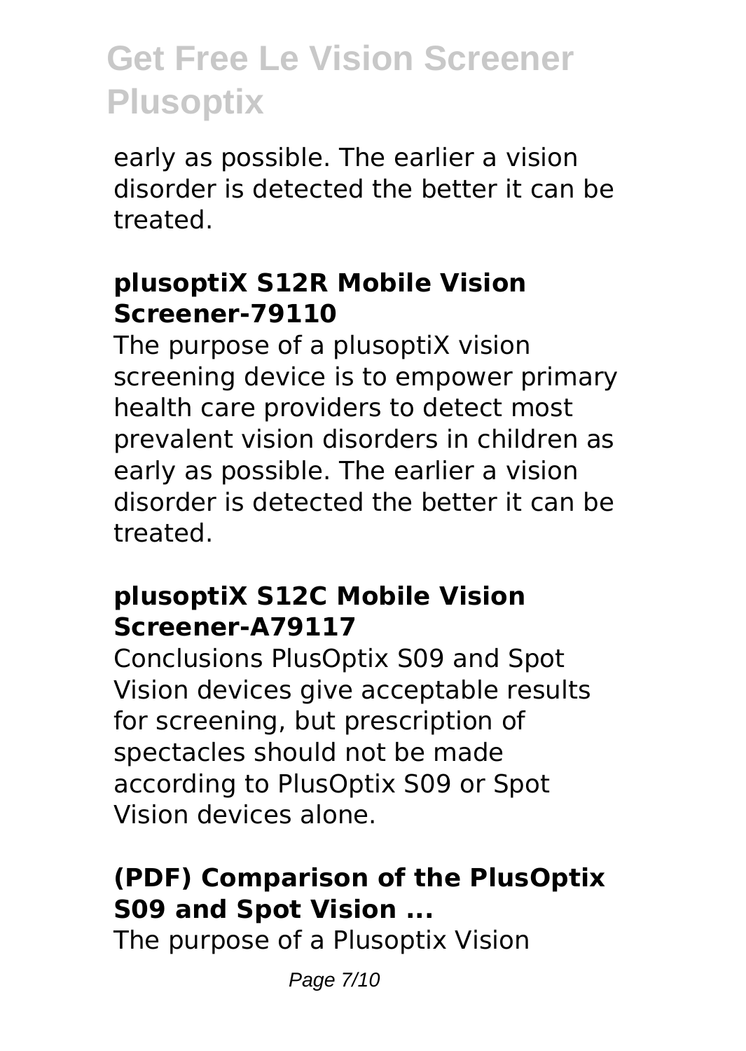early as possible. The earlier a vision disorder is detected the better it can be treated.

### plusoptiX S12R Mobile Vision Screener-79110

The purpose of a plusoptiX vision screening device is to empower primary health care providers to detect most prevalent vision disorders in children as early as possible. The earlier a vision disorder is detected the better it can be treated.

### plusoptiX S12C Mobile Vision Screener-A79117

Conclusions PlusOptix S09 and Spot Vision devices give acceptable results for screening, but prescription of spectacles should not be made according to PlusOptix S09 or Spot Vision devices alone.

### (PDF) Comparison of the PlusOptix S09 and Spot Vision ...

The purpose of a Plusoptix Vision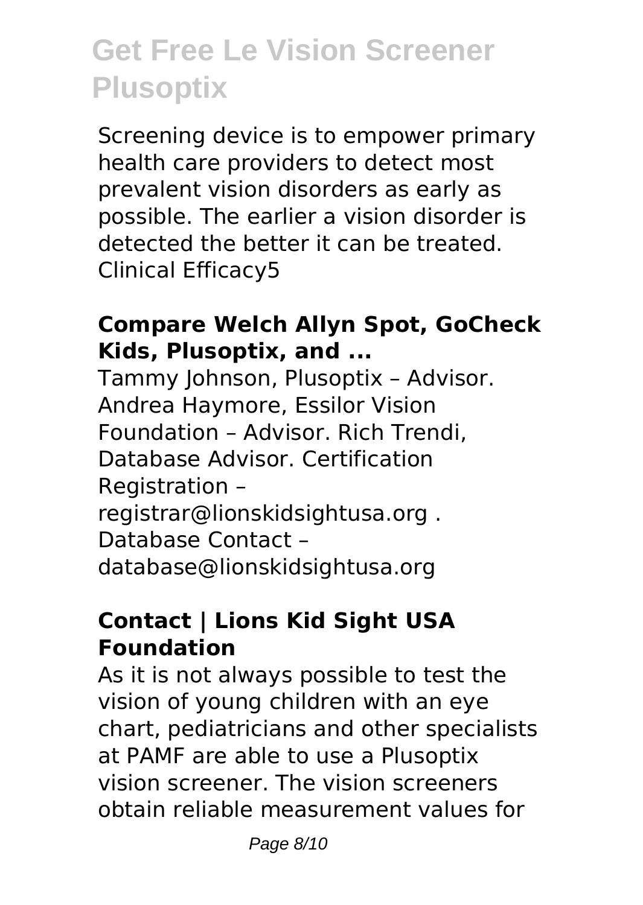Screening device is to empower primary health care providers to detect most prevalent vision disorders as early as possible. The earlier a vision disorder is detected the better it can be treated. Clinical Efficacy5

### Compare Welch Allyn Spot, GoCheck Kids, Plusoptix, and ...

Tammy Johnson, Plusoptix – Advisor. Andrea Haymore, Essilor Vision Foundation – Advisor. Rich Trendi, Database Advisor. Certification Registration – registrar@lionskidsightusa.org . Database Contact – database@lionskidsightusa.org

### Contact | Lions Kid Sight USA Foundation

As it is not always possible to test the vision of young children with an eye chart, pediatricians and other specialists at PAMF are able to use a Plusoptix vision screener. The vision screeners obtain reliable measurement values for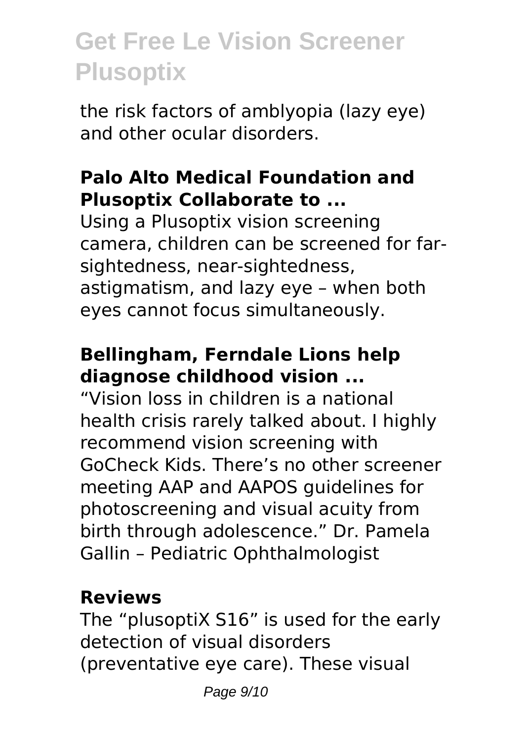the risk factors of amblyopia (lazy eye) and other ocular disorders.

**Palo Alto Medical Foundation and Plusoptix Collaborate to ...**

Using a Plusoptix vision screening camera, children can be screened for far-sightedness, near-sightedness, astigmatism, and lazy eye – when both eyes cannot focus simultaneously.

**Bellingham, Ferndale Lions help diagnose childhood vision ...**

"Vision loss in children is a national health crisis rarely talked about. I highly recommend vision screening with GoCheck Kids. There's no other screener meeting AAP and AAPOS guidelines for photoscreening and visual acuity from birth through adolescence." Dr. Pamela Gallin – Pediatric Ophthalmologist

**Reviews**

The "plusoptiX S16" is used for the early detection of visual disorders (preventative eye care). These visual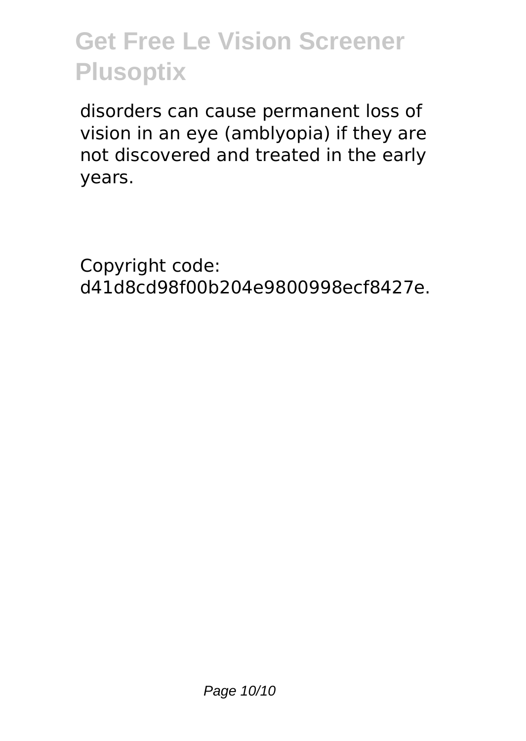disorders can cause permanent loss of vision in an eye (amblyopia) if they are not discovered and treated in the early years.

Copyright code: d41d8cd98f00b204e9800998ecf8427e.